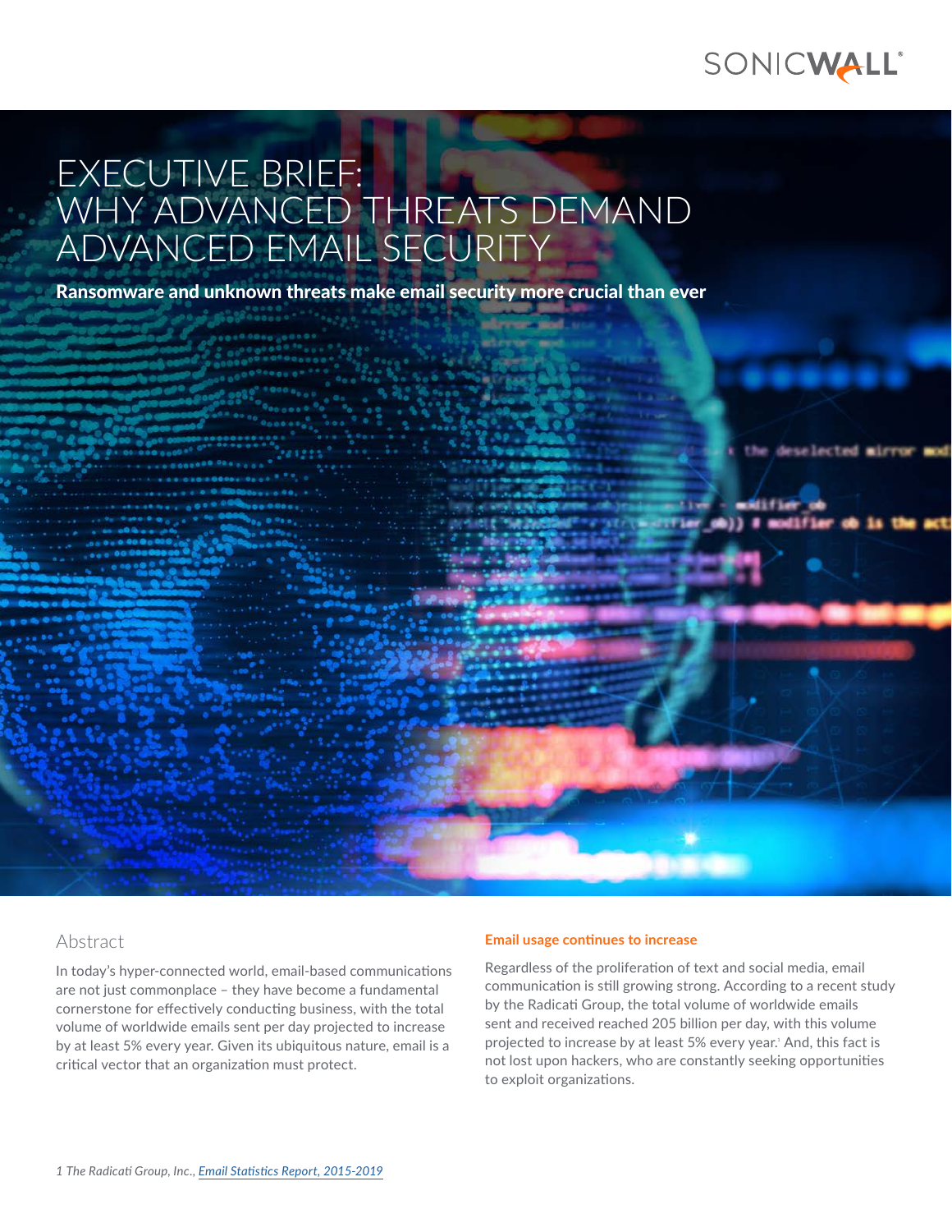# EXECUTIVE BRIEF: WHY ADVANCED THREATS DEMAND ADVANCED EMAIL SECURITY

**Ransomware and unknown threats make email security more crucial than ever**

## Abstract

In today's hyper-connected world, email-based communications are not just commonplace – they have become a fundamental cornerstone for effectively conducting business, with the total volume of worldwide emails sent per day projected to increase by at least 5% every year. Given its ubiquitous nature, email is a critical vector that an organization must protect.

### Email usage continues to increase

Regardless of the proliferation of text and social media, email communication is still growing strong. According to a recent study by the Radicati Group, the total volume of worldwide emails sent and received reached 205 billion per day, with this volume projected to increase by at least 5% every year.[1] And, this fact is not lost upon hackers, who are constantly seeking opportunities to exploit organizations.

*1 The Radicati Group, Inc., Email Statistics Report, 2015-2019*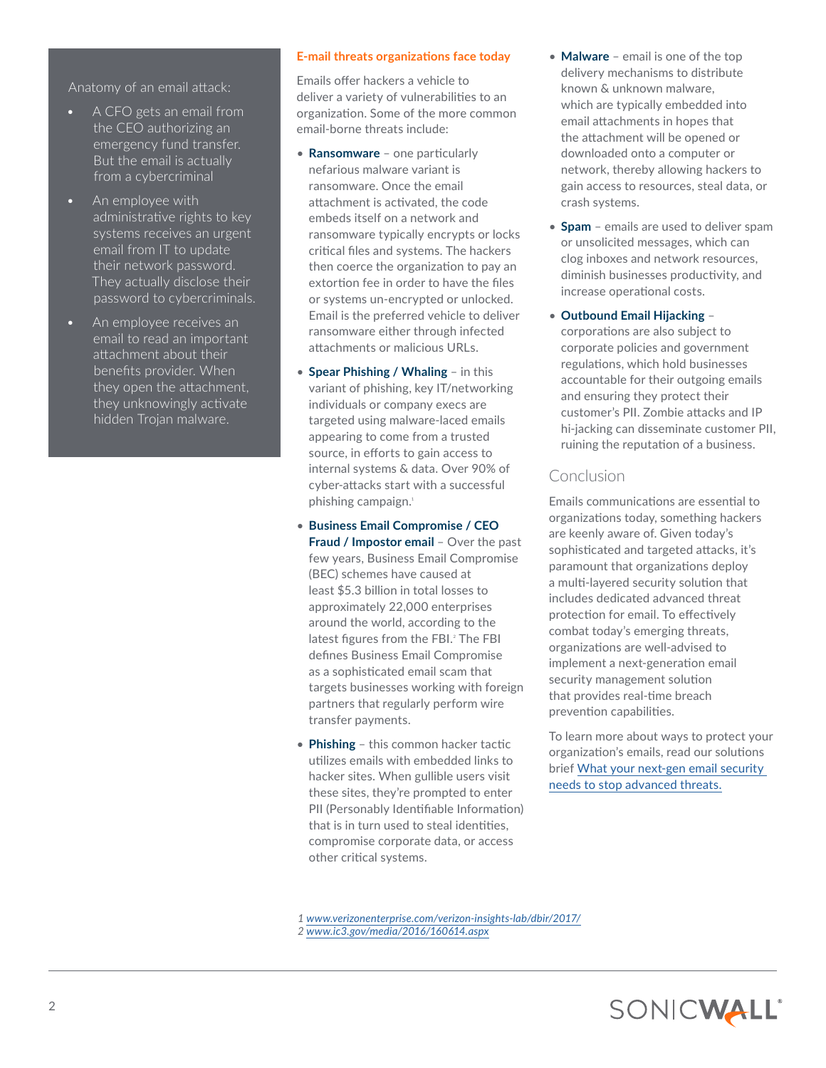Anatomy of an email attack:

- A CFO gets an email from the CEO authorizing an emergency fund transfer. But the email is actually from a cybercriminal
- An employee with administrative rights to key systems receives an urgent email from IT to update their network password. They actually disclose their password to cybercriminals.
- An employee receives an email to read an important attachment about their benefits provider. When they open the attachment, they unknowingly activate hidden Trojan malware.

## E-mail threats organizations face today

Emails offer hackers a vehicle to deliver a variety of vulnerabilities to an organization. Some of the more common email-borne threats include:

- **Ransomware** – one particularly nefarious malware variant is ransomware. Once the email attachment is activated, the code embeds itself on a network and ransomware typically encrypts or locks critical files and systems. The hackers then coerce the organization to pay an extortion fee in order to have the files or systems un-encrypted or unlocked. Email is the preferred vehicle to deliver ransomware either through infected attachments or malicious URLs.
- **Spear Phishing / Whaling** – in this variant of phishing, key IT/networking individuals or company execs are targeted using malware-laced emails appearing to come from a trusted source, in efforts to gain access to internal systems & data. Over 90% of cyber-attacks start with a successful phishing campaign.[1]
- **Business Email Compromise / CEO Fraud / Impostor email** – Over the past few years, Business Email Compromise (BEC) schemes have caused at least $5.3 billion in total losses to approximately 22,000 enterprises around the world, according to the latest figures from the FBI.[2] The FBI defines Business Email Compromise as a sophisticated email scam that targets businesses working with foreign partners that regularly perform wire transfer payments.
- **Phishing** – this common hacker tactic utilizes emails with embedded links to hacker sites. When gullible users visit these sites, they're prompted to enter PII (Personably Identifiable Information) that is in turn used to steal identities, compromise corporate data, or access other critical systems.
- **Malware** – email is one of the top delivery mechanisms to distribute known & unknown malware, which are typically embedded into email attachments in hopes that the attachment will be opened or downloaded onto a computer or network, thereby allowing hackers to gain access to resources, steal data, or crash systems.
- **Spam** – emails are used to deliver spam or unsolicited messages, which can clog inboxes and network resources, diminish businesses productivity, and increase operational costs.
- **Outbound Email Hijacking** – corporations are also subject to corporate policies and government regulations, which hold businesses accountable for their outgoing emails and ensuring they protect their customer's PII. Zombie attacks and IP hi-jacking can disseminate customer PII, ruining the reputation of a business.

## Conclusion

Emails communications are essential to organizations today, something hackers are keenly aware of. Given today's sophisticated and targeted attacks, it's paramount that organizations deploy a multi-layered security solution that includes dedicated advanced threat protection for email. To effectively combat today's emerging threats, organizations are well-advised to implement a next-generation email security management solution that provides real-time breach prevention capabilities.

To learn more about ways to protect your organization's emails, read our solutions brief What your next-gen email security needs to stop advanced threats.

*1 www.verizonenterprise.com/verizon-insights-lab/dbir/2017/*
*2 www.ic3.gov/media/2016/160614.aspx*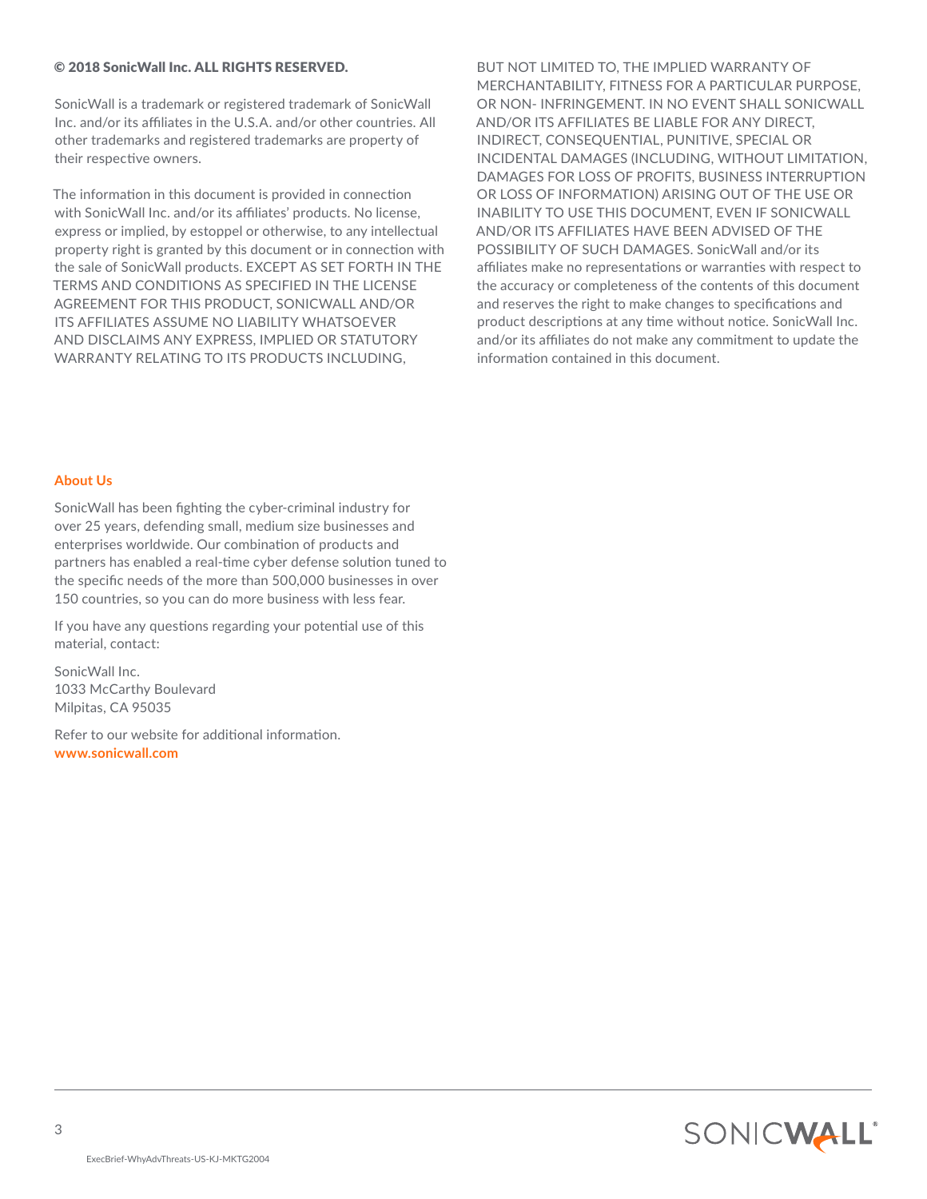**© 2018 SonicWall Inc. ALL RIGHTS RESERVED.**

SonicWall is a trademark or registered trademark of SonicWall Inc. and/or its affiliates in the U.S.A. and/or other countries. All other trademarks and registered trademarks are property of their respective owners.

The information in this document is provided in connection with SonicWall Inc. and/or its affiliates' products. No license, express or implied, by estoppel or otherwise, to any intellectual property right is granted by this document or in connection with the sale of SonicWall products. EXCEPT AS SET FORTH IN THE TERMS AND CONDITIONS AS SPECIFIED IN THE LICENSE AGREEMENT FOR THIS PRODUCT, SONICWALL AND/OR ITS AFFILIATES ASSUME NO LIABILITY WHATSOEVER AND DISCLAIMS ANY EXPRESS, IMPLIED OR STATUTORY WARRANTY RELATING TO ITS PRODUCTS INCLUDING, BUT NOT LIMITED TO, THE IMPLIED WARRANTY OF MERCHANTABILITY, FITNESS FOR A PARTICULAR PURPOSE, OR NON- INFRINGEMENT. IN NO EVENT SHALL SONICWALL AND/OR ITS AFFILIATES BE LIABLE FOR ANY DIRECT, INDIRECT, CONSEQUENTIAL, PUNITIVE, SPECIAL OR INCIDENTAL DAMAGES (INCLUDING, WITHOUT LIMITATION, DAMAGES FOR LOSS OF PROFITS, BUSINESS INTERRUPTION OR LOSS OF INFORMATION) ARISING OUT OF THE USE OR INABILITY TO USE THIS DOCUMENT, EVEN IF SONICWALL AND/OR ITS AFFILIATES HAVE BEEN ADVISED OF THE POSSIBILITY OF SUCH DAMAGES. SonicWall and/or its affiliates make no representations or warranties with respect to the accuracy or completeness of the contents of this document and reserves the right to make changes to specifications and product descriptions at any time without notice. SonicWall Inc. and/or its affiliates do not make any commitment to update the information contained in this document.

**About Us**

SonicWall has been fighting the cyber-criminal industry for over 25 years, defending small, medium size businesses and enterprises worldwide. Our combination of products and partners has enabled a real-time cyber defense solution tuned to the specific needs of the more than 500,000 businesses in over 150 countries, so you can do more business with less fear.

If you have any questions regarding your potential use of this material, contact:

SonicWall Inc.
1033 McCarthy Boulevard
Milpitas, CA 95035

Refer to our website for additional information.
**www.sonicwall.com**

ExecBrief-WhyAdvThreats-US-KJ-MKTG2004